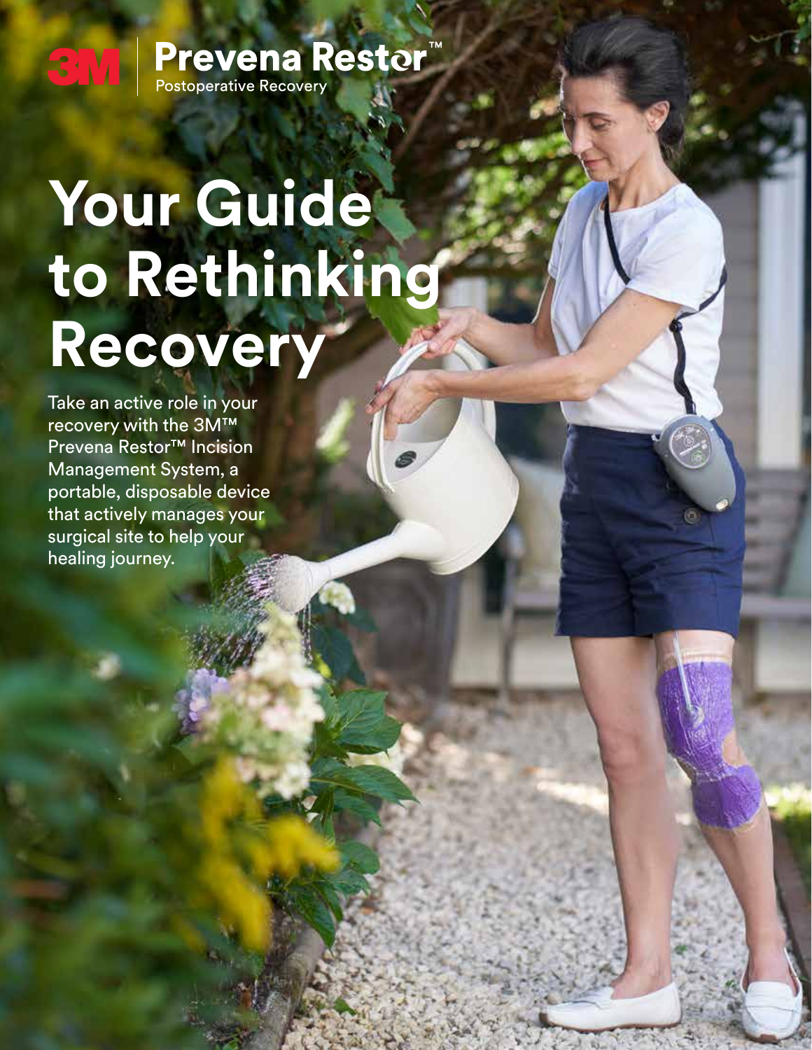3M | **Prevena Restor™**
Postoperative Recovery

# Your Guide to Rethinking Recovery

Take an active role in your recovery with the 3M™ Prevena Restor™ Incision Management System, a portable, disposable device that actively manages your surgical site to help your healing journey.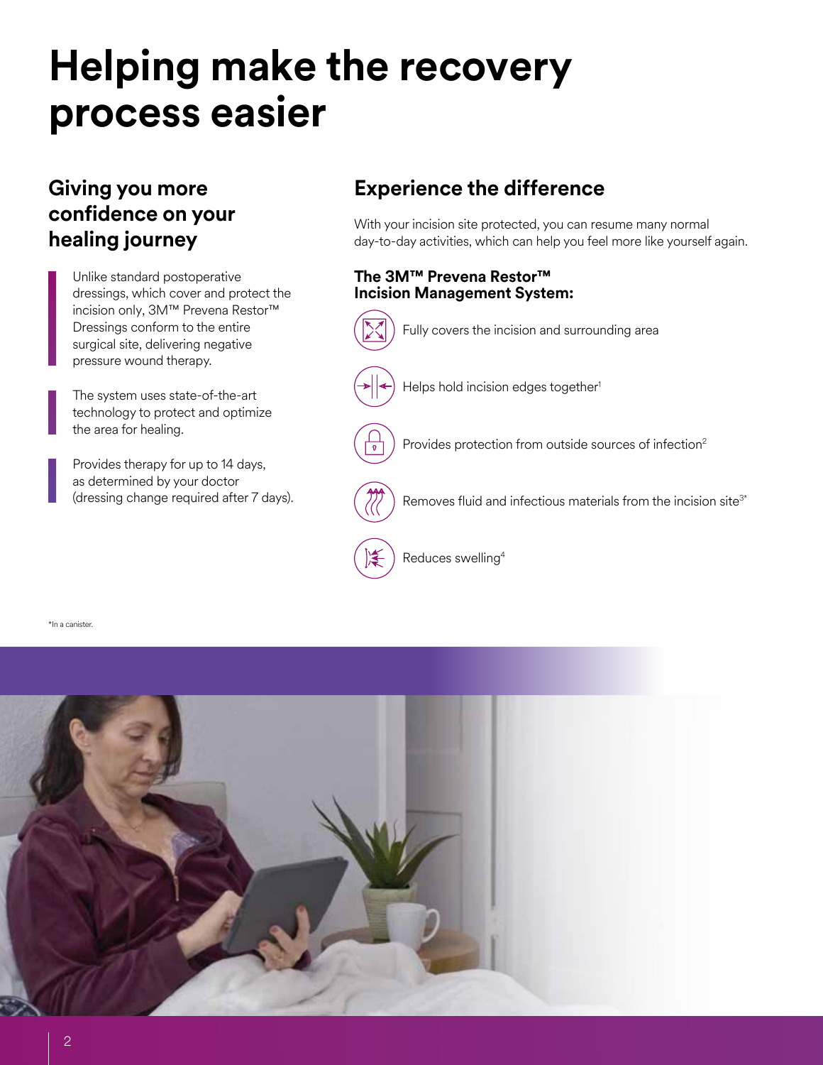# Helping make the recovery process easier

## Giving you more confidence on your healing journey

Unlike standard postoperative dressings, which cover and protect the incision only, 3M™ Prevena Restor™ Dressings conform to the entire surgical site, delivering negative pressure wound therapy.

The system uses state-of-the-art technology to protect and optimize the area for healing.

Provides therapy for up to 14 days, as determined by your doctor (dressing change required after 7 days).

## Experience the difference

With your incision site protected, you can resume many normal day-to-day activities, which can help you feel more like yourself again.

**The 3M™ Prevena Restor™ Incision Management System:**

- Fully covers the incision and surrounding area
- Helps hold incision edges together[1]
- Provides protection from outside sources of infection[2]
- Removes fluid and infectious materials from the incision site[3*]
- Reduces swelling[4]

*In a canister.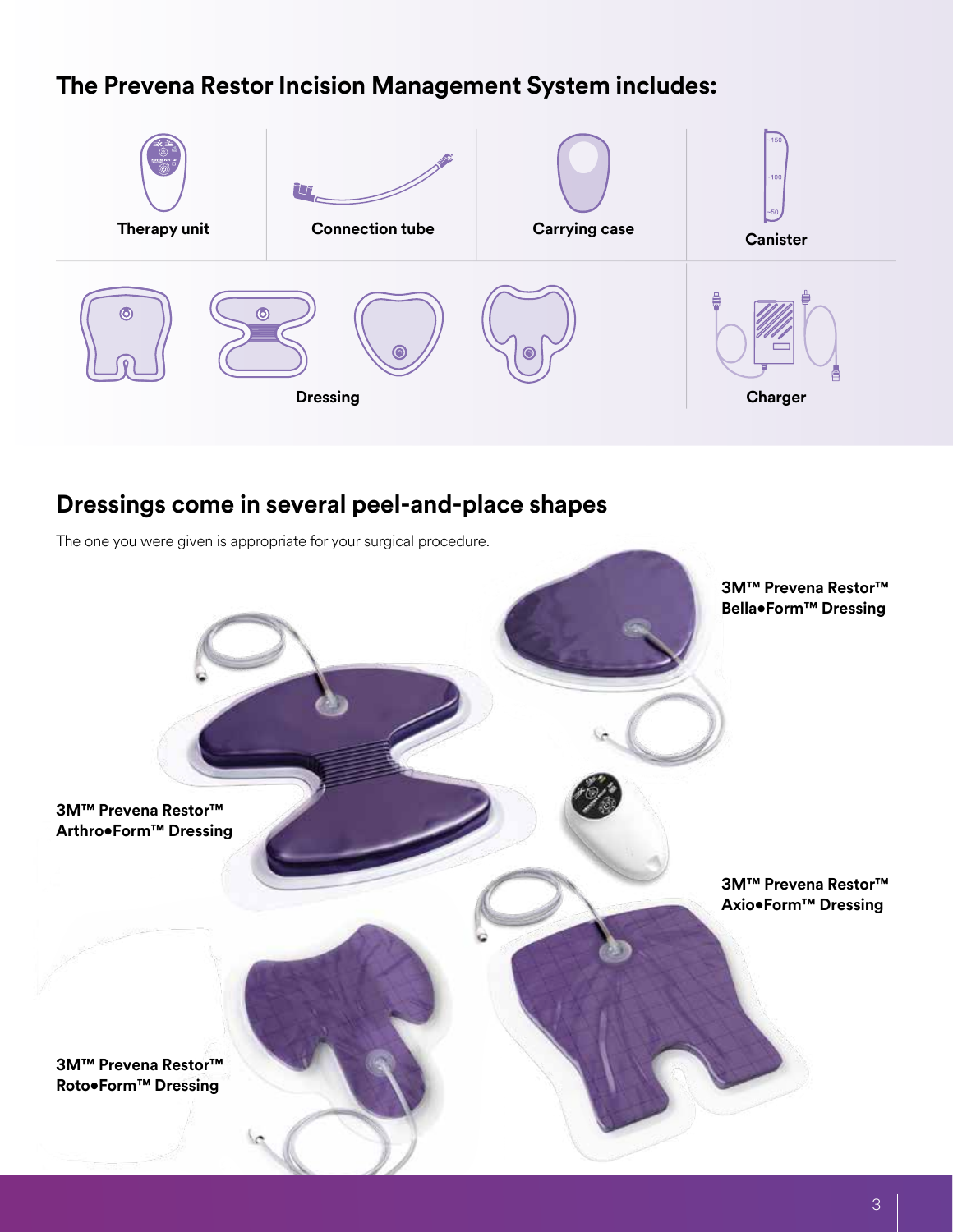## The Prevena Restor Incision Management System includes:

Therapy unit

Connection tube

Carrying case

Canister

Dressing

Charger

## Dressings come in several peel-and-place shapes

The one you were given is appropriate for your surgical procedure.

**3M™ Prevena Restor™ Bella•Form™ Dressing**

**3M™ Prevena Restor™ Arthro•Form™ Dressing**

**3M™ Prevena Restor™ Axio•Form™ Dressing**

**3M™ Prevena Restor™ Roto•Form™ Dressing**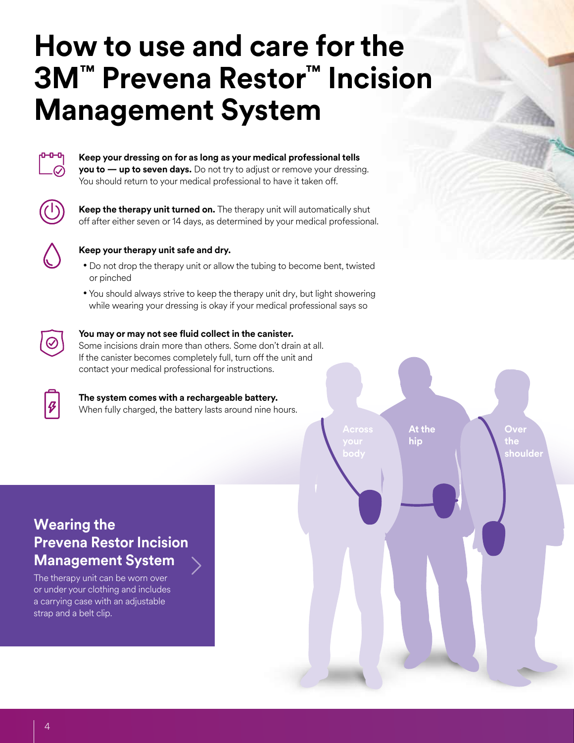# How to use and care for the 3M™ Prevena Restor™ Incision Management System

**Keep your dressing on for as long as your medical professional tells you to — up to seven days.** Do not try to adjust or remove your dressing. You should return to your medical professional to have it taken off.

**Keep the therapy unit turned on.** The therapy unit will automatically shut off after either seven or 14 days, as determined by your medical professional.

**Keep your therapy unit safe and dry.**

- Do not drop the therapy unit or allow the tubing to become bent, twisted or pinched
- You should always strive to keep the therapy unit dry, but light showering while wearing your dressing is okay if your medical professional says so

**You may or may not see fluid collect in the canister.** Some incisions drain more than others. Some don't drain at all. If the canister becomes completely full, turn off the unit and contact your medical professional for instructions.

**The system comes with a rechargeable battery.** When fully charged, the battery lasts around nine hours.

## Wearing the Prevena Restor Incision Management System

The therapy unit can be worn over or under your clothing and includes a carrying case with an adjustable strap and a belt clip.

Across your body

At the hip

Over the shoulder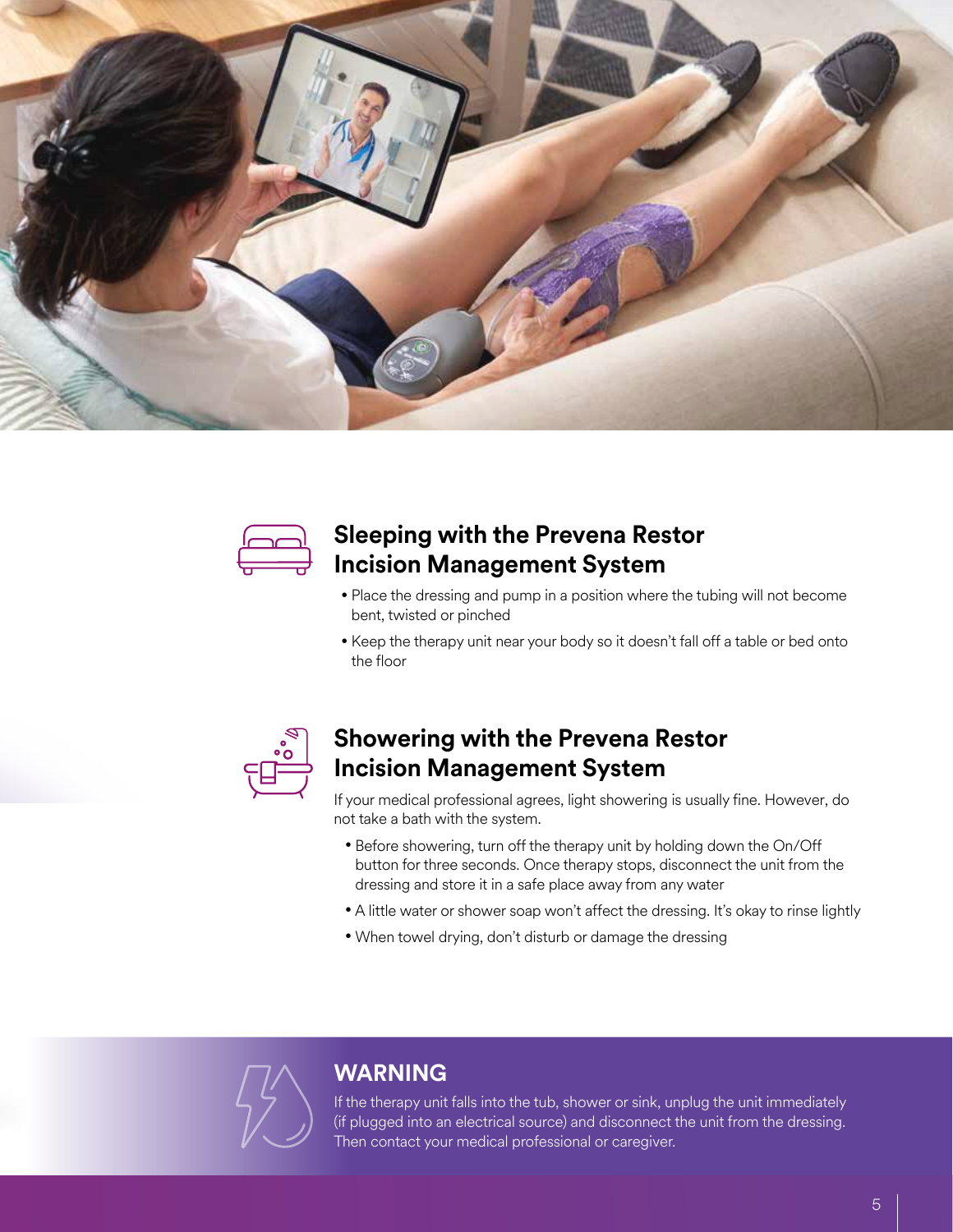## Sleeping with the Prevena Restor Incision Management System

- Place the dressing and pump in a position where the tubing will not become bent, twisted or pinched
- Keep the therapy unit near your body so it doesn't fall off a table or bed onto the floor

## Showering with the Prevena Restor Incision Management System

If your medical professional agrees, light showering is usually fine. However, do not take a bath with the system.

- Before showering, turn off the therapy unit by holding down the On/Off button for three seconds. Once therapy stops, disconnect the unit from the dressing and store it in a safe place away from any water
- A little water or shower soap won't affect the dressing. It's okay to rinse lightly
- When towel drying, don't disturb or damage the dressing

## WARNING

If the therapy unit falls into the tub, shower or sink, unplug the unit immediately (if plugged into an electrical source) and disconnect the unit from the dressing. Then contact your medical professional or caregiver.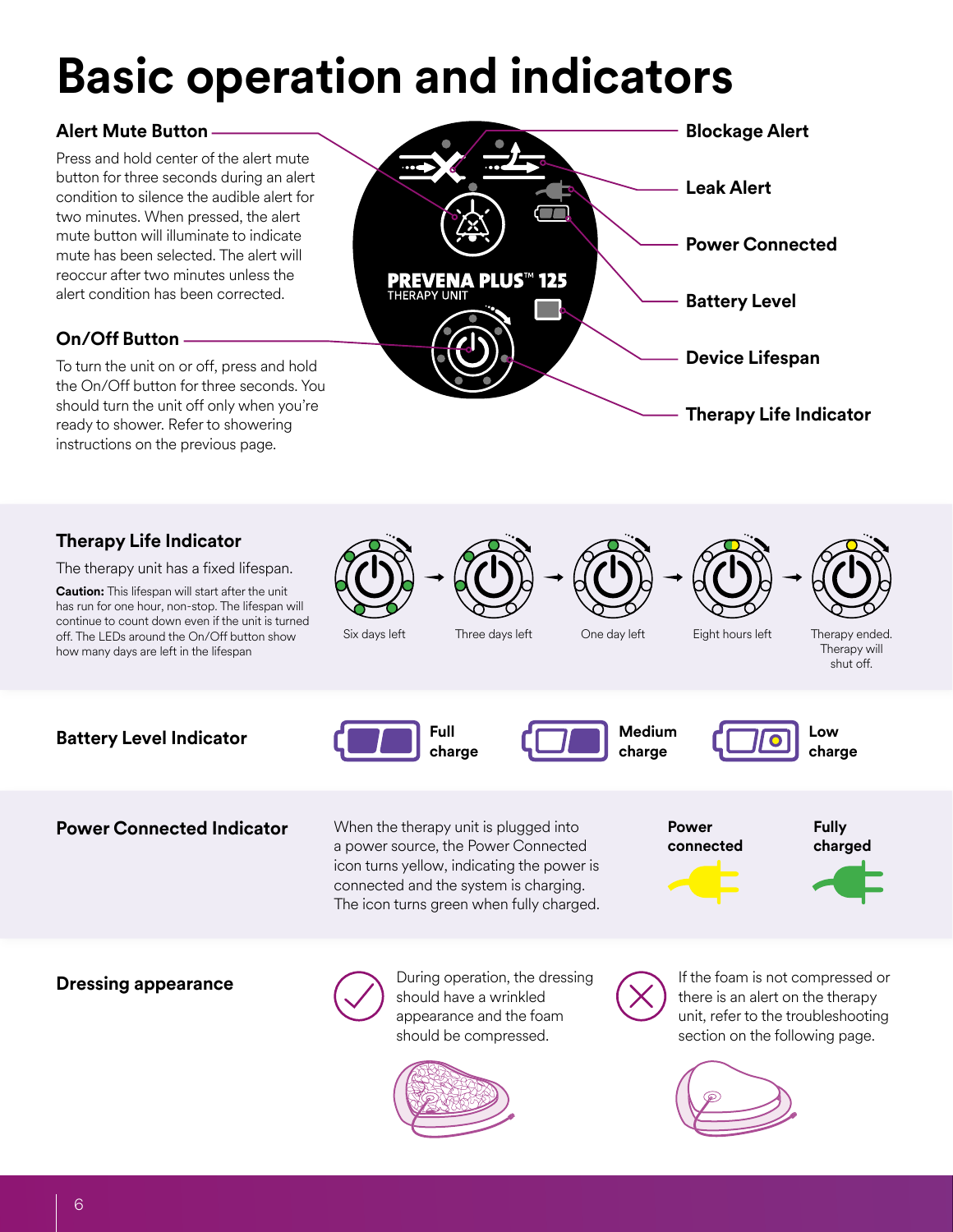# Basic operation and indicators

### Alert Mute Button

Press and hold center of the alert mute button for three seconds during an alert condition to silence the audible alert for two minutes. When pressed, the alert mute button will illuminate to indicate mute has been selected. The alert will reoccur after two minutes unless the alert condition has been corrected.

### On/Off Button

To turn the unit on or off, press and hold the On/Off button for three seconds. You should turn the unit off only when you're ready to shower. Refer to showering instructions on the previous page.

PREVENA PLUS™ 125 THERAPY UNIT

- **Blockage Alert**
- **Leak Alert**
- **Power Connected**
- **Battery Level**
- **Device Lifespan**
- **Therapy Life Indicator**

### Therapy Life Indicator

The therapy unit has a fixed lifespan.

**Caution:** This lifespan will start after the unit has run for one hour, non-stop. The lifespan will continue to count down even if the unit is turned off. The LEDs around the On/Off button show how many days are left in the lifespan

Six days left → Three days left → One day left → Eight hours left → Therapy ended. Therapy will shut off.

### Battery Level Indicator

**Full charge** | **Medium charge** | **Low charge**

### Power Connected Indicator

When the therapy unit is plugged into a power source, the Power Connected icon turns yellow, indicating the power is connected and the system is charging. The icon turns green when fully charged.

**Power connected** | **Fully charged**

### Dressing appearance

During operation, the dressing should have a wrinkled appearance and the foam should be compressed.

If the foam is not compressed or there is an alert on the therapy unit, refer to the troubleshooting section on the following page.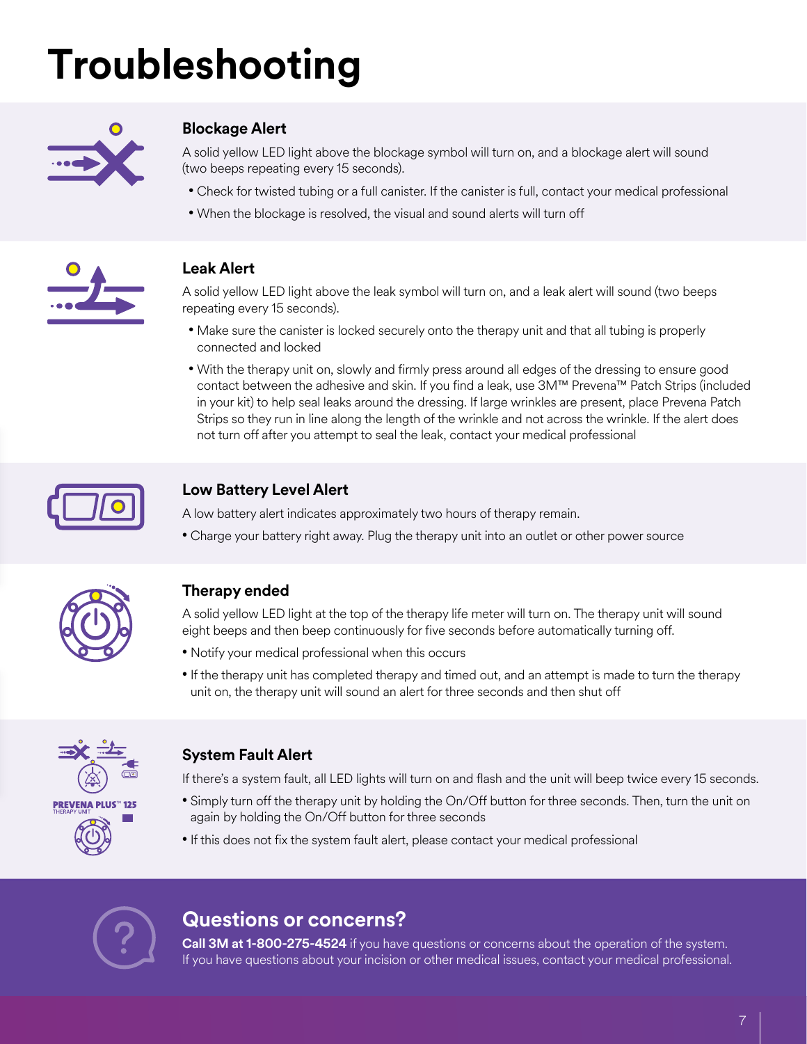# Troubleshooting

### Blockage Alert

A solid yellow LED light above the blockage symbol will turn on, and a blockage alert will sound (two beeps repeating every 15 seconds).

- Check for twisted tubing or a full canister. If the canister is full, contact your medical professional
- When the blockage is resolved, the visual and sound alerts will turn off

### Leak Alert

A solid yellow LED light above the leak symbol will turn on, and a leak alert will sound (two beeps repeating every 15 seconds).

- Make sure the canister is locked securely onto the therapy unit and that all tubing is properly connected and locked
- With the therapy unit on, slowly and firmly press around all edges of the dressing to ensure good contact between the adhesive and skin. If you find a leak, use 3M™ Prevena™ Patch Strips (included in your kit) to help seal leaks around the dressing. If large wrinkles are present, place Prevena Patch Strips so they run in line along the length of the wrinkle and not across the wrinkle. If the alert does not turn off after you attempt to seal the leak, contact your medical professional

### Low Battery Level Alert

A low battery alert indicates approximately two hours of therapy remain.

- Charge your battery right away. Plug the therapy unit into an outlet or other power source

### Therapy ended

A solid yellow LED light at the top of the therapy life meter will turn on. The therapy unit will sound eight beeps and then beep continuously for five seconds before automatically turning off.

- Notify your medical professional when this occurs
- If the therapy unit has completed therapy and timed out, and an attempt is made to turn the therapy unit on, the therapy unit will sound an alert for three seconds and then shut off

### System Fault Alert

If there's a system fault, all LED lights will turn on and flash and the unit will beep twice every 15 seconds.

- Simply turn off the therapy unit by holding the On/Off button for three seconds. Then, turn the unit on again by holding the On/Off button for three seconds
- If this does not fix the system fault alert, please contact your medical professional

## Questions or concerns?

**Call 3M at 1-800-275-4524** if you have questions or concerns about the operation of the system. If you have questions about your incision or other medical issues, contact your medical professional.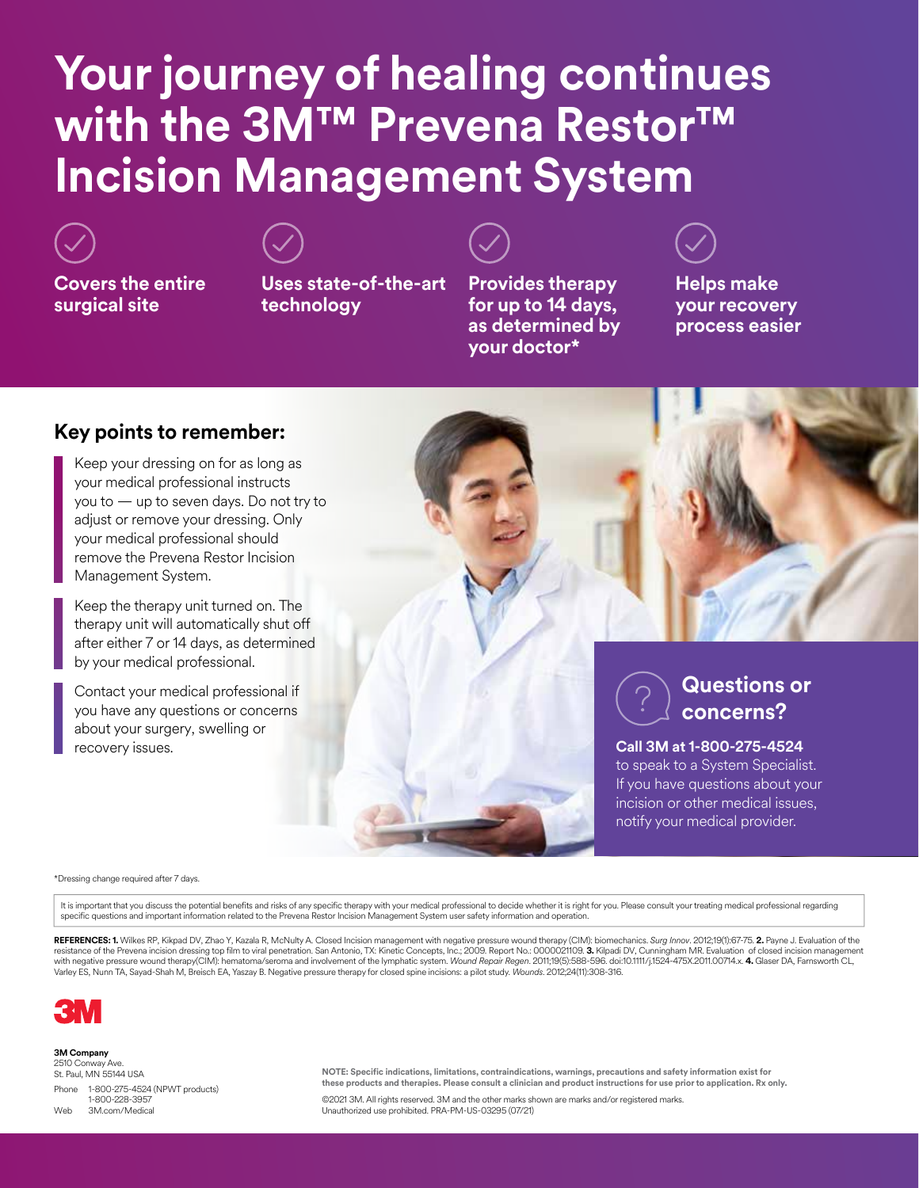# Your journey of healing continues with the 3M™ Prevena Restor™ Incision Management System

**Covers the entire surgical site**

**Uses state-of-the-art technology**

**Provides therapy for up to 14 days, as determined by your doctor***

**Helps make your recovery process easier**

## Key points to remember:

Keep your dressing on for as long as your medical professional instructs you to — up to seven days. Do not try to adjust or remove your dressing. Only your medical professional should remove the Prevena Restor Incision Management System.

Keep the therapy unit turned on. The therapy unit will automatically shut off after either 7 or 14 days, as determined by your medical professional.

Contact your medical professional if you have any questions or concerns about your surgery, swelling or recovery issues.

## Questions or concerns?

**Call 3M at 1-800-275-4524** to speak to a System Specialist. If you have questions about your incision or other medical issues, notify your medical provider.

*Dressing change required after 7 days.

It is important that you discuss the potential benefits and risks of any specific therapy with your medical professional to decide whether it is right for you. Please consult your treating medical professional regarding specific questions and important information related to the Prevena Restor Incision Management System user safety information and operation.

**REFERENCES: 1.** Wilkes RP, Kikpad DV, Zhao Y, Kazala R, McNulty A. Closed Incision management with negative pressure wound therapy (CIM): biomechanics. *Surg Innov*. 2012;19(1):67-75. **2.** Payne J. Evaluation of the resistance of the Prevena incision dressing top film to viral penetration. San Antonio, TX: Kinetic Concepts, Inc.; 2009. Report No.: 0000021109. **3.** Kilpadi DV, Cunningham MR. Evaluation of closed incision management with negative pressure wound therapy(CIM): hematoma/seroma and involvement of the lymphatic system. *Wound Repair Regen*. 2011;19(5):588-596. doi:10.1111/j.1524-475X.2011.00714.x. **4.** Glaser DA, Farnsworth CL, Varley ES, Nunn TA, Sayad-Shah M, Breisch EA, Yaszay B. Negative pressure therapy for closed spine incisions: a pilot study. *Wounds*. 2012;24(11):308-316.

3M

**3M Company**
2510 Conway Ave.
St. Paul, MN 55144 USA

Phone 1-800-275-4524 (NPWT products)
1-800-228-3957
Web 3M.com/Medical

**NOTE: Specific indications, limitations, contraindications, warnings, precautions and safety information exist for these products and therapies. Please consult a clinician and product instructions for use prior to application. Rx only.**

©2021 3M. All rights reserved. 3M and the other marks shown are marks and/or registered marks. Unauthorized use prohibited. PRA-PM-US-03295 (07/21)